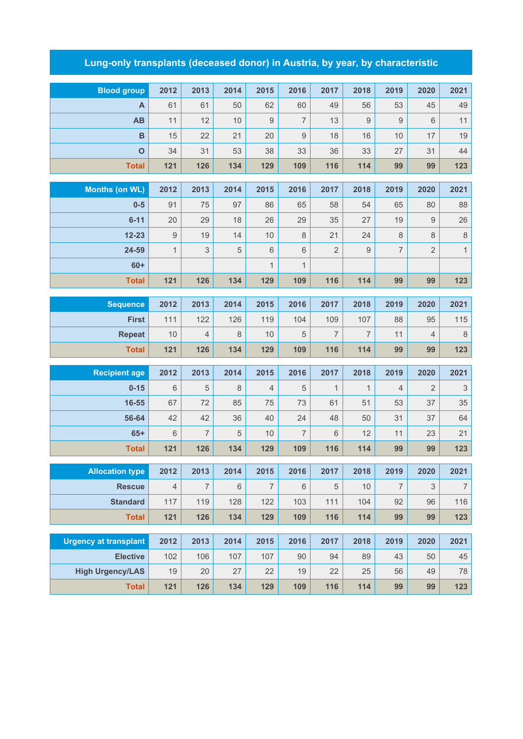# Lung-only transplants (deceased donor) in Austria, by year, by characteristic

| Blood group | 2012 | 2013 | 2014 | 2015 | 2016 | 2017 | 2018 | 2019 | 2020 | 2021 |
|---|---|---|---|---|---|---|---|---|---|---|
| A | 61 | 61 | 50 | 62 | 60 | 49 | 56 | 53 | 45 | 49 |
| AB | 11 | 12 | 10 | 9 | 7 | 13 | 9 | 9 | 6 | 11 |
| B | 15 | 22 | 21 | 20 | 9 | 18 | 16 | 10 | 17 | 19 |
| O | 34 | 31 | 53 | 38 | 33 | 36 | 33 | 27 | 31 | 44 |
| **Total** | **121** | **126** | **134** | **129** | **109** | **116** | **114** | **99** | **99** | **123** |

| Months (on WL) | 2012 | 2013 | 2014 | 2015 | 2016 | 2017 | 2018 | 2019 | 2020 | 2021 |
|---|---|---|---|---|---|---|---|---|---|---|
| 0-5 | 91 | 75 | 97 | 86 | 65 | 58 | 54 | 65 | 80 | 88 |
| 6-11 | 20 | 29 | 18 | 26 | 29 | 35 | 27 | 19 | 9 | 26 |
| 12-23 | 9 | 19 | 14 | 10 | 8 | 21 | 24 | 8 | 8 | 8 |
| 24-59 | 1 | 3 | 5 | 6 | 6 | 2 | 9 | 7 | 2 | 1 |
| 60+ | | | | 1 | 1 | | | | | |
| **Total** | **121** | **126** | **134** | **129** | **109** | **116** | **114** | **99** | **99** | **123** |

| Sequence | 2012 | 2013 | 2014 | 2015 | 2016 | 2017 | 2018 | 2019 | 2020 | 2021 |
|---|---|---|---|---|---|---|---|---|---|---|
| First | 111 | 122 | 126 | 119 | 104 | 109 | 107 | 88 | 95 | 115 |
| Repeat | 10 | 4 | 8 | 10 | 5 | 7 | 7 | 11 | 4 | 8 |
| **Total** | **121** | **126** | **134** | **129** | **109** | **116** | **114** | **99** | **99** | **123** |

| Recipient age | 2012 | 2013 | 2014 | 2015 | 2016 | 2017 | 2018 | 2019 | 2020 | 2021 |
|---|---|---|---|---|---|---|---|---|---|---|
| 0-15 | 6 | 5 | 8 | 4 | 5 | 1 | 1 | 4 | 2 | 3 |
| 16-55 | 67 | 72 | 85 | 75 | 73 | 61 | 51 | 53 | 37 | 35 |
| 56-64 | 42 | 42 | 36 | 40 | 24 | 48 | 50 | 31 | 37 | 64 |
| 65+ | 6 | 7 | 5 | 10 | 7 | 6 | 12 | 11 | 23 | 21 |
| **Total** | **121** | **126** | **134** | **129** | **109** | **116** | **114** | **99** | **99** | **123** |

| Allocation type | 2012 | 2013 | 2014 | 2015 | 2016 | 2017 | 2018 | 2019 | 2020 | 2021 |
|---|---|---|---|---|---|---|---|---|---|---|
| Rescue | 4 | 7 | 6 | 7 | 6 | 5 | 10 | 7 | 3 | 7 |
| Standard | 117 | 119 | 128 | 122 | 103 | 111 | 104 | 92 | 96 | 116 |
| **Total** | **121** | **126** | **134** | **129** | **109** | **116** | **114** | **99** | **99** | **123** |

| Urgency at transplant | 2012 | 2013 | 2014 | 2015 | 2016 | 2017 | 2018 | 2019 | 2020 | 2021 |
|---|---|---|---|---|---|---|---|---|---|---|
| Elective | 102 | 106 | 107 | 107 | 90 | 94 | 89 | 43 | 50 | 45 |
| High Urgency/LAS | 19 | 20 | 27 | 22 | 19 | 22 | 25 | 56 | 49 | 78 |
| **Total** | **121** | **126** | **134** | **129** | **109** | **116** | **114** | **99** | **99** | **123** |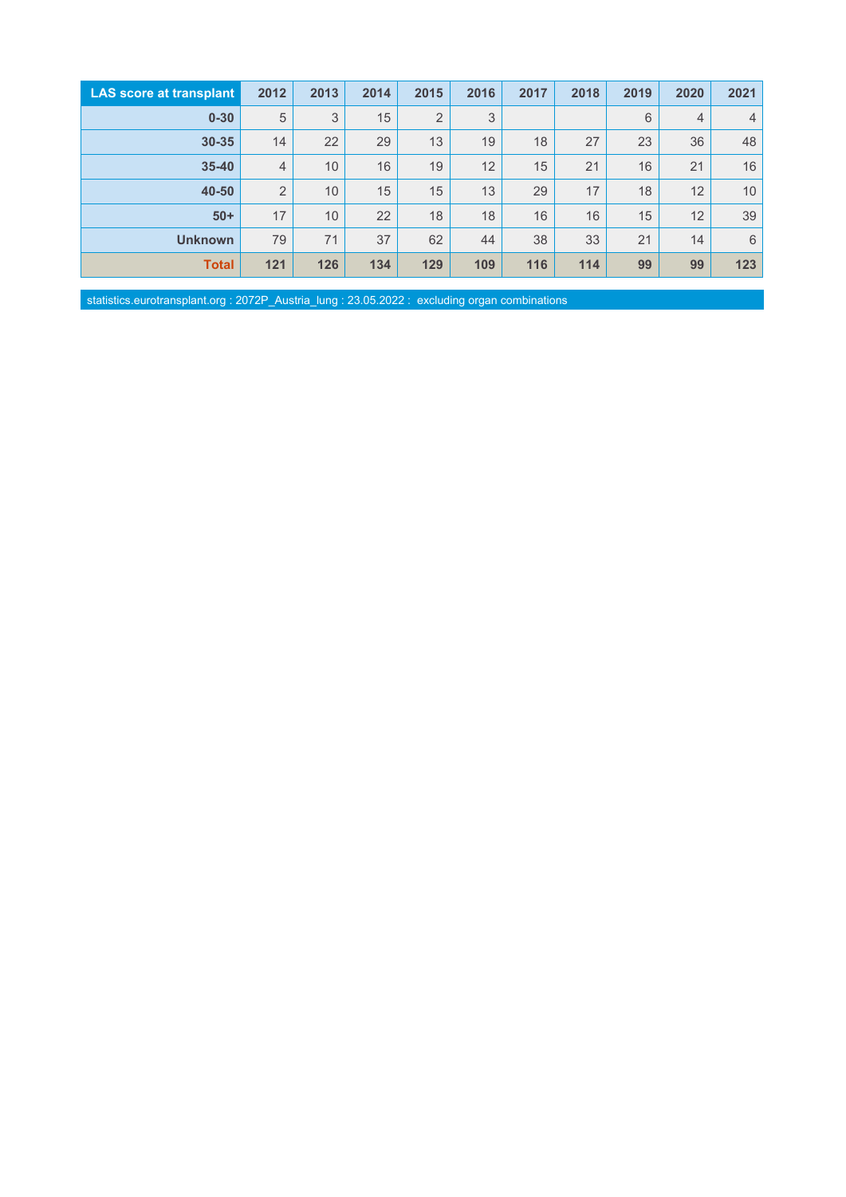| LAS score at transplant | 2012 | 2013 | 2014 | 2015 | 2016 | 2017 | 2018 | 2019 | 2020 | 2021 |
|---|---|---|---|---|---|---|---|---|---|---|
| **0-30** | 5 | 3 | 15 | 2 | 3 | | | 6 | 4 | 4 |
| **30-35** | 14 | 22 | 29 | 13 | 19 | 18 | 27 | 23 | 36 | 48 |
| **35-40** | 4 | 10 | 16 | 19 | 12 | 15 | 21 | 16 | 21 | 16 |
| **40-50** | 2 | 10 | 15 | 15 | 13 | 29 | 17 | 18 | 12 | 10 |
| **50+** | 17 | 10 | 22 | 18 | 18 | 16 | 16 | 15 | 12 | 39 |
| **Unknown** | 79 | 71 | 37 | 62 | 44 | 38 | 33 | 21 | 14 | 6 |
| **Total** | **121** | **126** | **134** | **129** | **109** | **116** | **114** | **99** | **99** | **123** |

statistics.eurotransplant.org : 2072P_Austria_lung : 23.05.2022 : excluding organ combinations